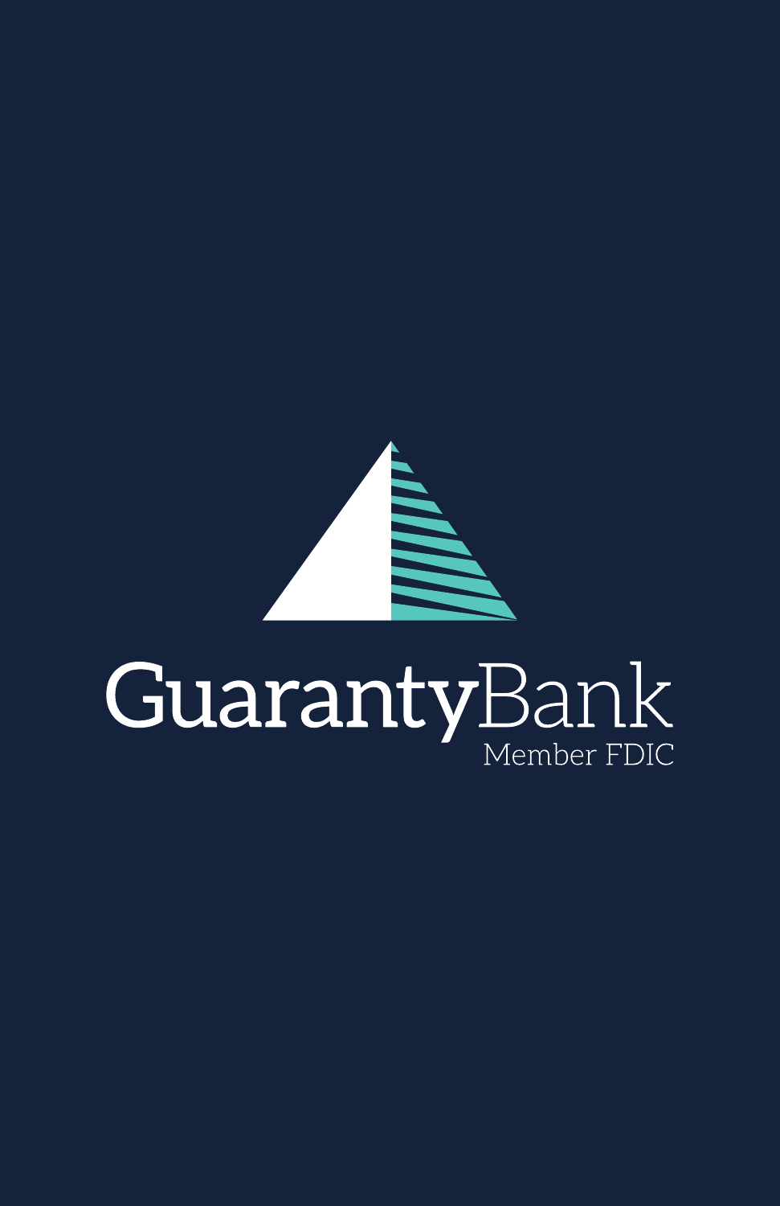GuarantyBank

Member FDIC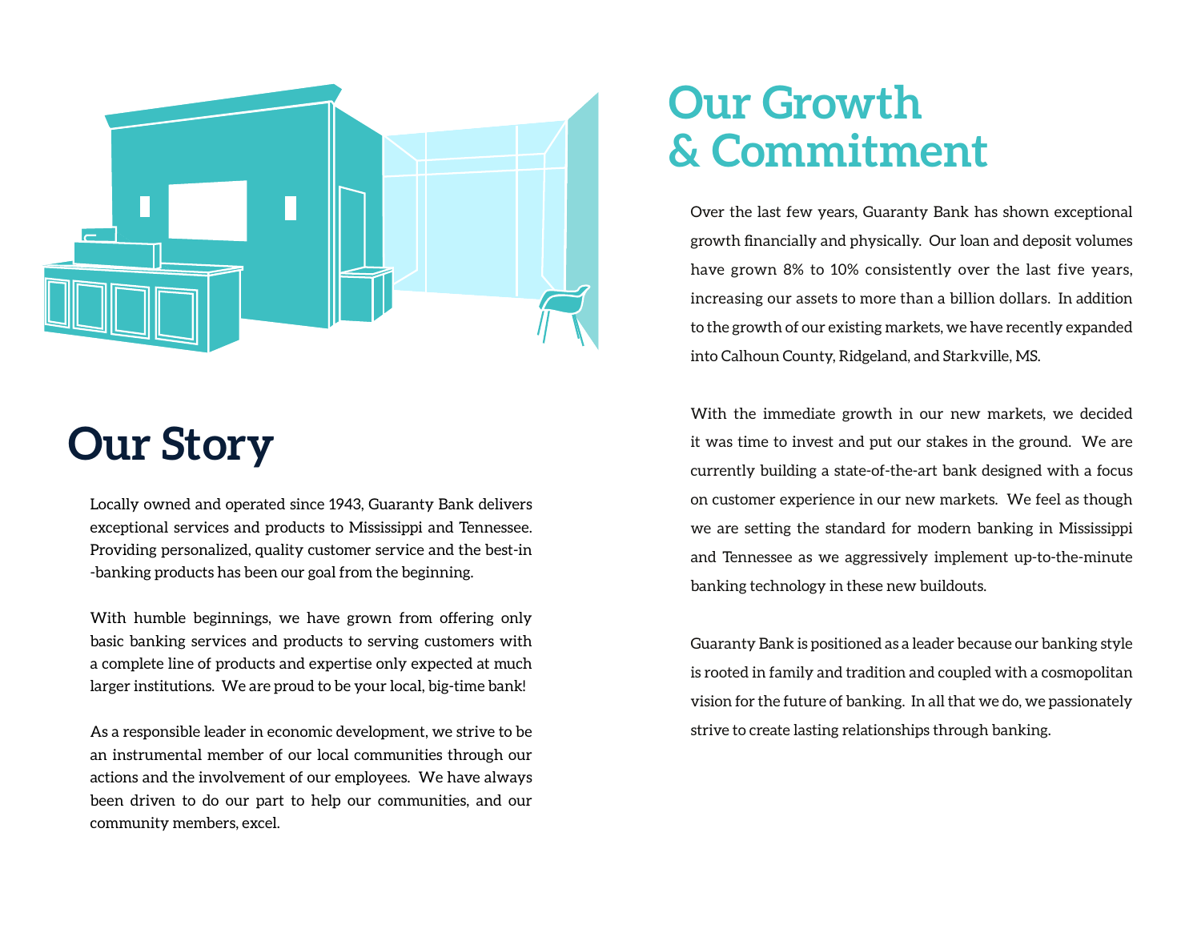# Our Story

Locally owned and operated since 1943, Guaranty Bank delivers exceptional services and products to Mississippi and Tennessee. Providing personalized, quality customer service and the best-in -banking products has been our goal from the beginning.

With humble beginnings, we have grown from offering only basic banking services and products to serving customers with a complete line of products and expertise only expected at much larger institutions. We are proud to be your local, big-time bank!

As a responsible leader in economic development, we strive to be an instrumental member of our local communities through our actions and the involvement of our employees. We have always been driven to do our part to help our communities, and our community members, excel.

# Our Growth & Commitment

Over the last few years, Guaranty Bank has shown exceptional growth financially and physically. Our loan and deposit volumes have grown 8% to 10% consistently over the last five years, increasing our assets to more than a billion dollars. In addition to the growth of our existing markets, we have recently expanded into Calhoun County, Ridgeland, and Starkville, MS.

With the immediate growth in our new markets, we decided it was time to invest and put our stakes in the ground. We are currently building a state-of-the-art bank designed with a focus on customer experience in our new markets. We feel as though we are setting the standard for modern banking in Mississippi and Tennessee as we aggressively implement up-to-the-minute banking technology in these new buildouts.

Guaranty Bank is positioned as a leader because our banking style is rooted in family and tradition and coupled with a cosmopolitan vision for the future of banking. In all that we do, we passionately strive to create lasting relationships through banking.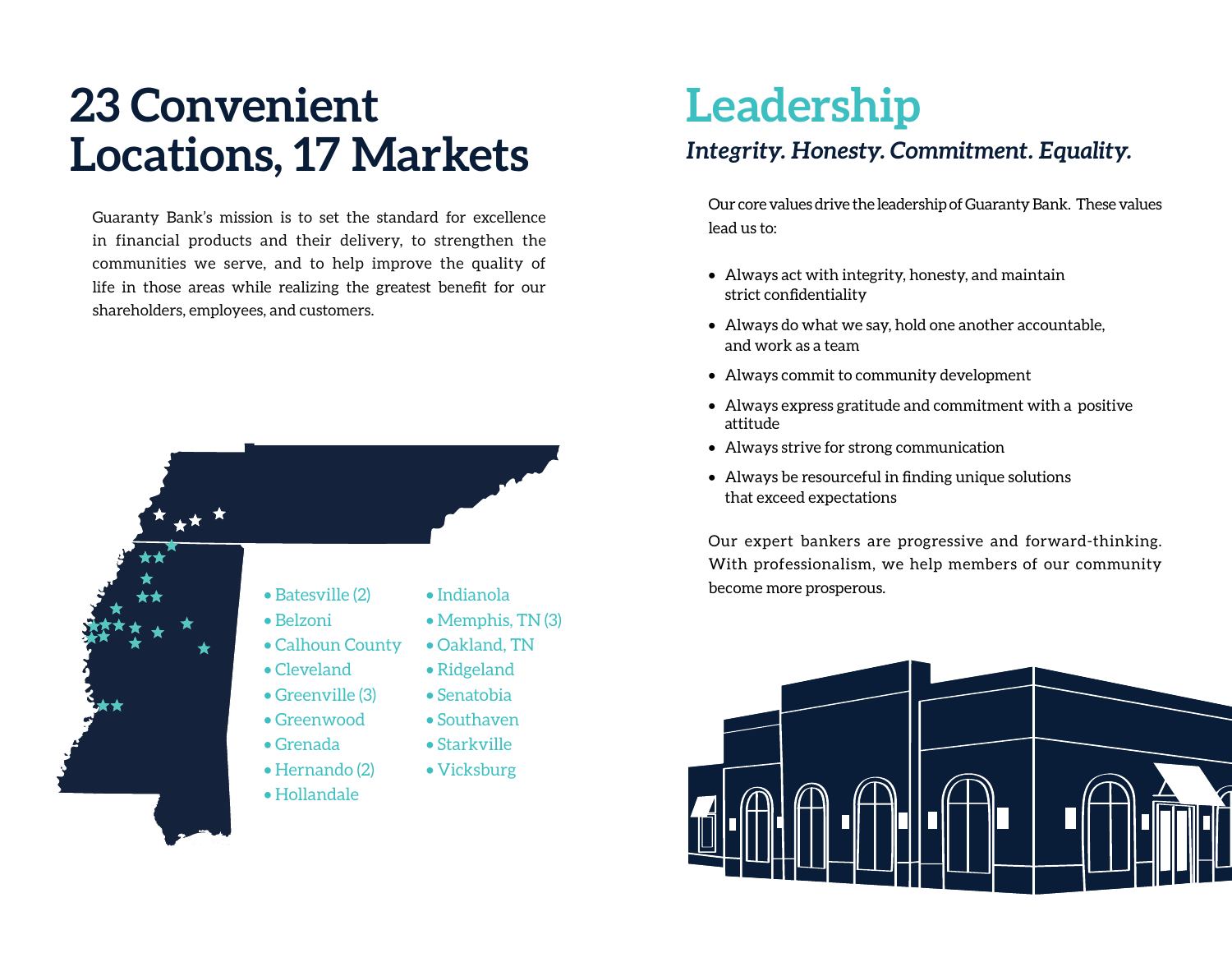# 23 Convenient Locations, 17 Markets

Guaranty Bank's mission is to set the standard for excellence in financial products and their delivery, to strengthen the communities we serve, and to help improve the quality of life in those areas while realizing the greatest benefit for our shareholders, employees, and customers.

- Batesville (2)
- Belzoni
- Calhoun County
- Cleveland
- Greenville (3)
- Greenwood
- Grenada
- Hernando (2)
- Hollandale
- Indianola
- Memphis, TN (3)
- Oakland, TN
- Ridgeland
- Senatobia
- Southaven
- Starkville
- Vicksburg

# Leadership

***Integrity. Honesty. Commitment. Equality.***

Our core values drive the leadership of Guaranty Bank. These values lead us to:

- Always act with integrity, honesty, and maintain strict confidentiality
- Always do what we say, hold one another accountable, and work as a team
- Always commit to community development
- Always express gratitude and commitment with a positive attitude
- Always strive for strong communication
- Always be resourceful in finding unique solutions that exceed expectations

Our expert bankers are progressive and forward-thinking. With professionalism, we help members of our community become more prosperous.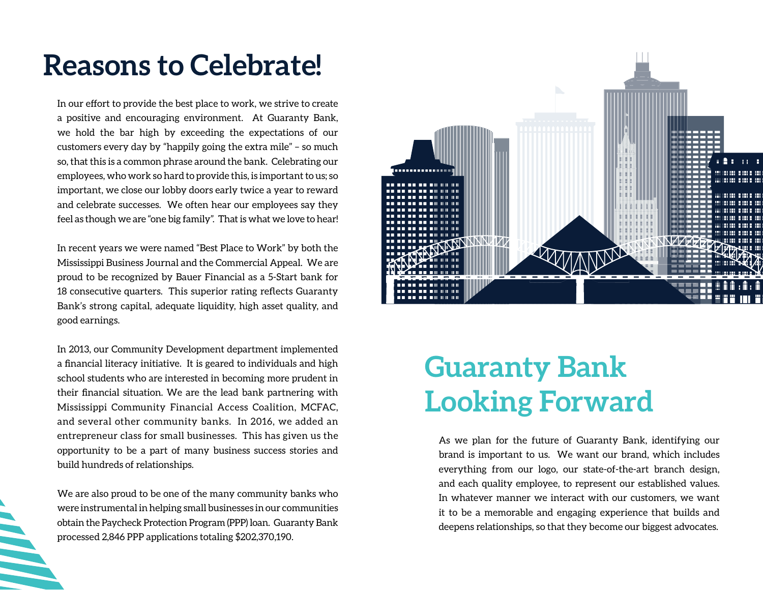# Reasons to Celebrate!

In our effort to provide the best place to work, we strive to create a positive and encouraging environment. At Guaranty Bank, we hold the bar high by exceeding the expectations of our customers every day by "happily going the extra mile" – so much so, that this is a common phrase around the bank. Celebrating our employees, who work so hard to provide this, is important to us; so important, we close our lobby doors early twice a year to reward and celebrate successes. We often hear our employees say they feel as though we are "one big family". That is what we love to hear!

In recent years we were named "Best Place to Work" by both the Mississippi Business Journal and the Commercial Appeal. We are proud to be recognized by Bauer Financial as a 5-Start bank for 18 consecutive quarters. This superior rating reflects Guaranty Bank's strong capital, adequate liquidity, high asset quality, and good earnings.

In 2013, our Community Development department implemented a financial literacy initiative. It is geared to individuals and high school students who are interested in becoming more prudent in their financial situation. We are the lead bank partnering with Mississippi Community Financial Access Coalition, MCFAC, and several other community banks. In 2016, we added an entrepreneur class for small businesses. This has given us the opportunity to be a part of many business success stories and build hundreds of relationships.

We are also proud to be one of the many community banks who were instrumental in helping small businesses in our communities obtain the Paycheck Protection Program (PPP) loan. Guaranty Bank processed 2,846 PPP applications totaling $202,370,190.

# Guaranty Bank Looking Forward

As we plan for the future of Guaranty Bank, identifying our brand is important to us. We want our brand, which includes everything from our logo, our state-of-the-art branch design, and each quality employee, to represent our established values. In whatever manner we interact with our customers, we want it to be a memorable and engaging experience that builds and deepens relationships, so that they become our biggest advocates.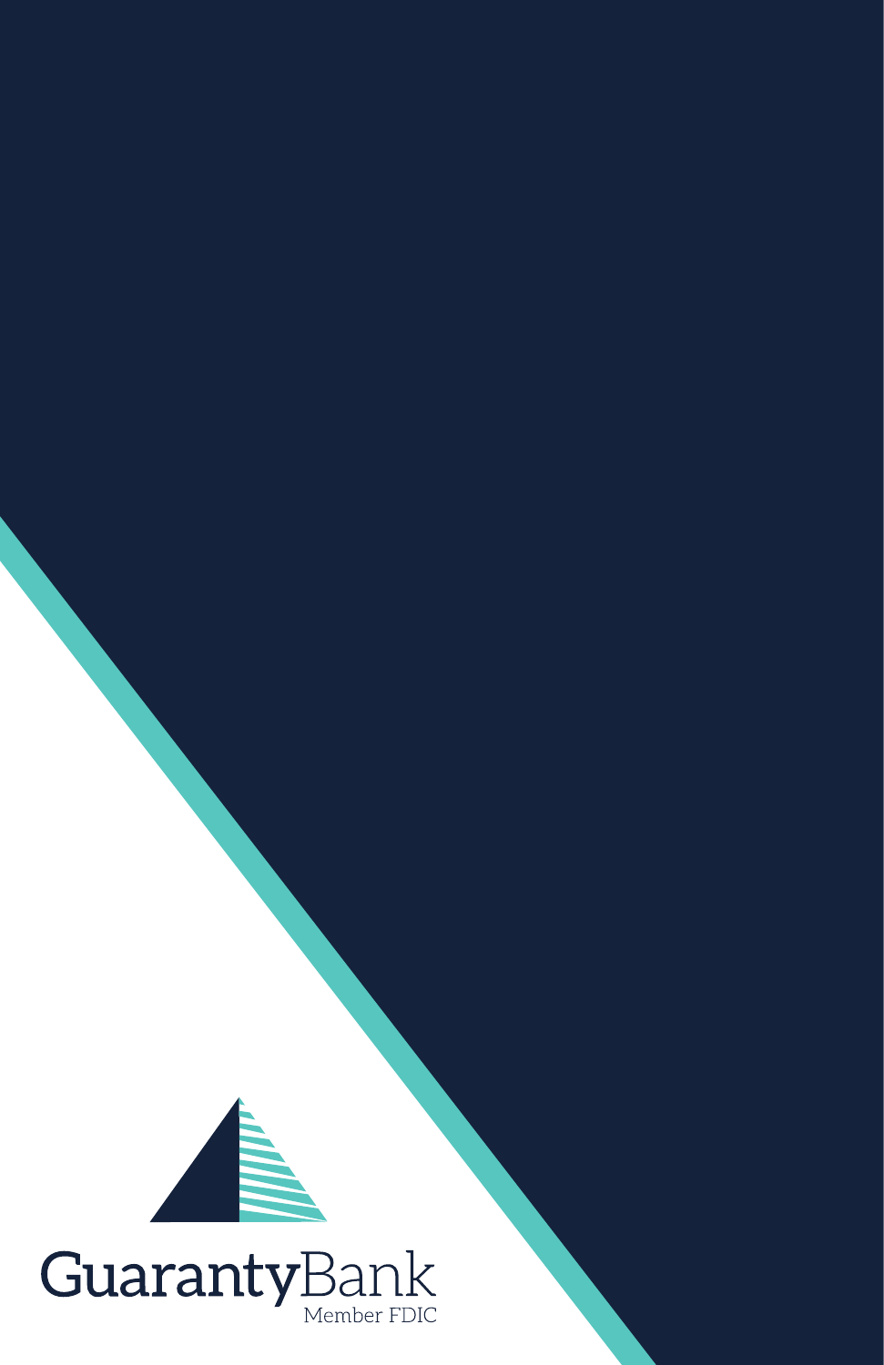GuarantyBank

Member FDIC